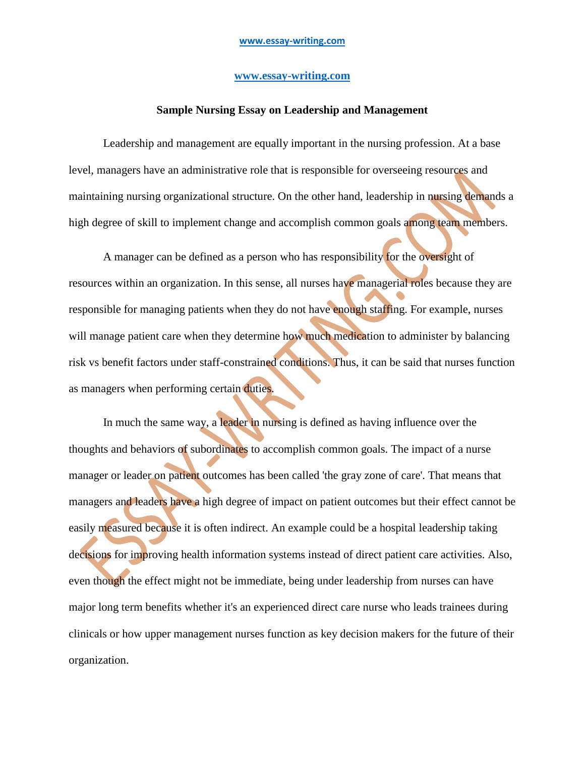# Sample Nursing Essay on Leadership and Management

Leadership and management are equally important in the nursing profession. At a base level, managers have an administrative role that is responsible for overseeing resources and maintaining nursing organizational structure. On the other hand, leadership in nursing demands a high degree of skill to implement change and accomplish common goals among team members.

A manager can be defined as a person who has responsibility for the oversight of resources within an organization. In this sense, all nurses have managerial roles because they are responsible for managing patients when they do not have enough staffing. For example, nurses will manage patient care when they determine how much medication to administer by balancing risk vs benefit factors under staff-constrained conditions. Thus, it can be said that nurses function as managers when performing certain duties.

In much the same way, a leader in nursing is defined as having influence over the thoughts and behaviors of subordinates to accomplish common goals. The impact of a nurse manager or leader on patient outcomes has been called 'the gray zone of care'. That means that managers and leaders have a high degree of impact on patient outcomes but their effect cannot be easily measured because it is often indirect. An example could be a hospital leadership taking decisions for improving health information systems instead of direct patient care activities. Also, even though the effect might not be immediate, being under leadership from nurses can have major long term benefits whether it's an experienced direct care nurse who leads trainees during clinicals or how upper management nurses function as key decision makers for the future of their organization.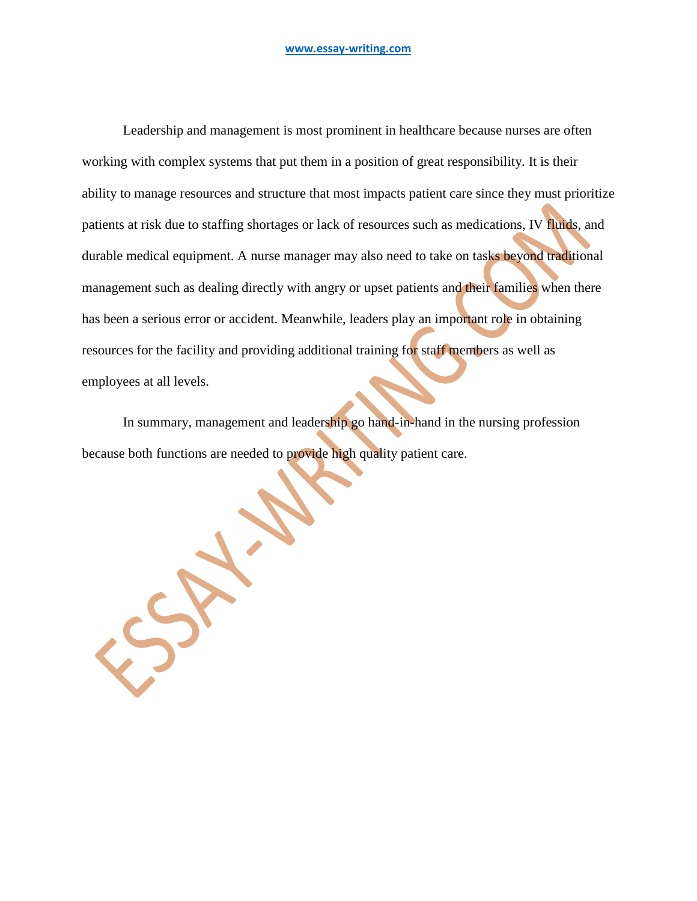Leadership and management is most prominent in healthcare because nurses are often working with complex systems that put them in a position of great responsibility. It is their ability to manage resources and structure that most impacts patient care since they must prioritize patients at risk due to staffing shortages or lack of resources such as medications, IV fluids, and durable medical equipment. A nurse manager may also need to take on tasks beyond traditional management such as dealing directly with angry or upset patients and their families when there has been a serious error or accident. Meanwhile, leaders play an important role in obtaining resources for the facility and providing additional training for staff members as well as employees at all levels.

In summary, management and leadership go hand-in-hand in the nursing profession because both functions are needed to provide high quality patient care.